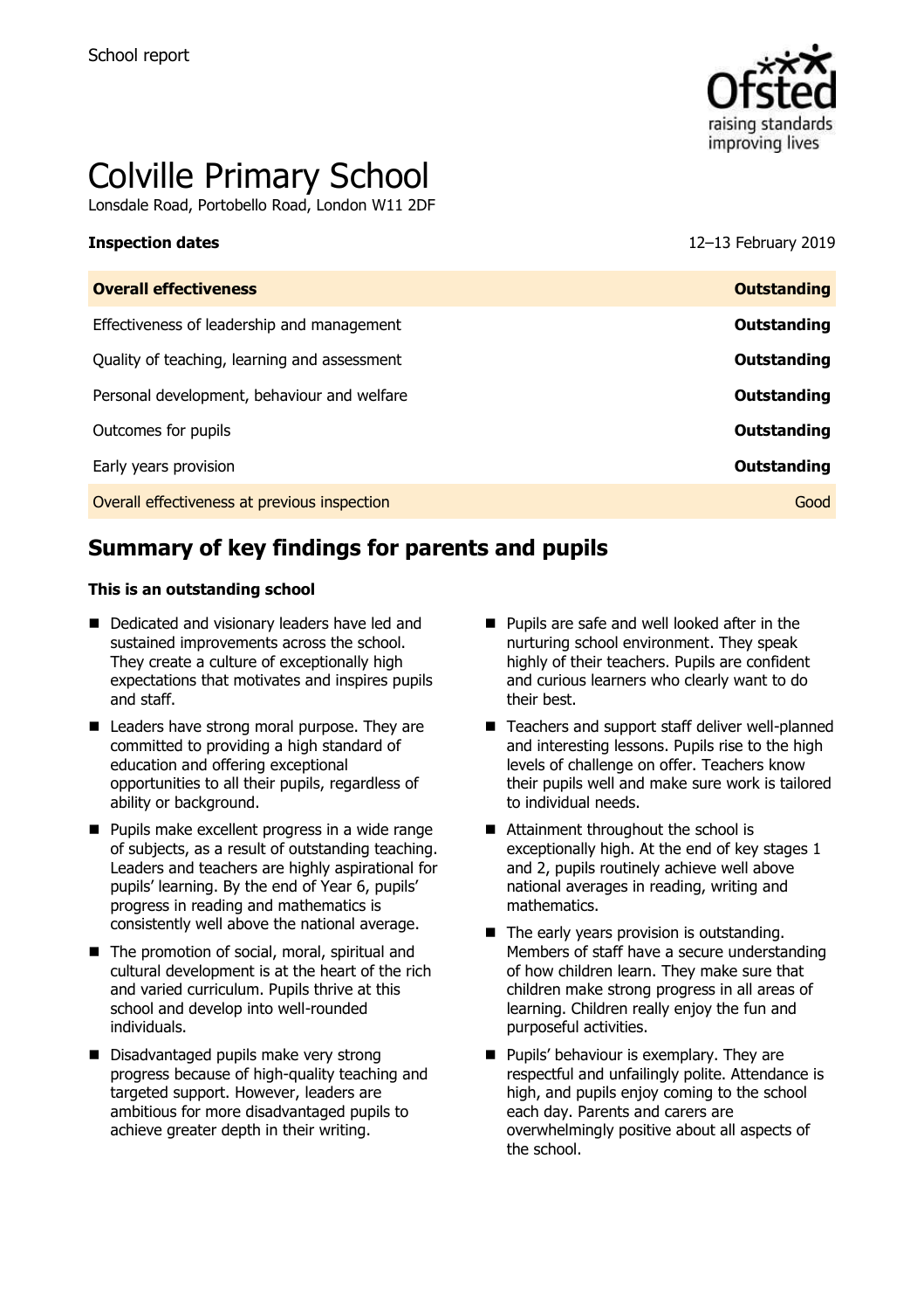School report

# Colville Primary School

Lonsdale Road, Portobello Road, London W11 2DF

**Inspection dates** 12–13 February 2019

| **Overall effectiveness** | **Outstanding** |
| --- | --- |
| Effectiveness of leadership and management | **Outstanding** |
| Quality of teaching, learning and assessment | **Outstanding** |
| Personal development, behaviour and welfare | **Outstanding** |
| Outcomes for pupils | **Outstanding** |
| Early years provision | **Outstanding** |
| Overall effectiveness at previous inspection | Good |

## Summary of key findings for parents and pupils

**This is an outstanding school**

- Dedicated and visionary leaders have led and sustained improvements across the school. They create a culture of exceptionally high expectations that motivates and inspires pupils and staff.
- Leaders have strong moral purpose. They are committed to providing a high standard of education and offering exceptional opportunities to all their pupils, regardless of ability or background.
- Pupils make excellent progress in a wide range of subjects, as a result of outstanding teaching. Leaders and teachers are highly aspirational for pupils' learning. By the end of Year 6, pupils' progress in reading and mathematics is consistently well above the national average.
- The promotion of social, moral, spiritual and cultural development is at the heart of the rich and varied curriculum. Pupils thrive at this school and develop into well-rounded individuals.
- Disadvantaged pupils make very strong progress because of high-quality teaching and targeted support. However, leaders are ambitious for more disadvantaged pupils to achieve greater depth in their writing.
- Pupils are safe and well looked after in the nurturing school environment. They speak highly of their teachers. Pupils are confident and curious learners who clearly want to do their best.
- Teachers and support staff deliver well-planned and interesting lessons. Pupils rise to the high levels of challenge on offer. Teachers know their pupils well and make sure work is tailored to individual needs.
- Attainment throughout the school is exceptionally high. At the end of key stages 1 and 2, pupils routinely achieve well above national averages in reading, writing and mathematics.
- The early years provision is outstanding. Members of staff have a secure understanding of how children learn. They make sure that children make strong progress in all areas of learning. Children really enjoy the fun and purposeful activities.
- Pupils' behaviour is exemplary. They are respectful and unfailingly polite. Attendance is high, and pupils enjoy coming to the school each day. Parents and carers are overwhelmingly positive about all aspects of the school.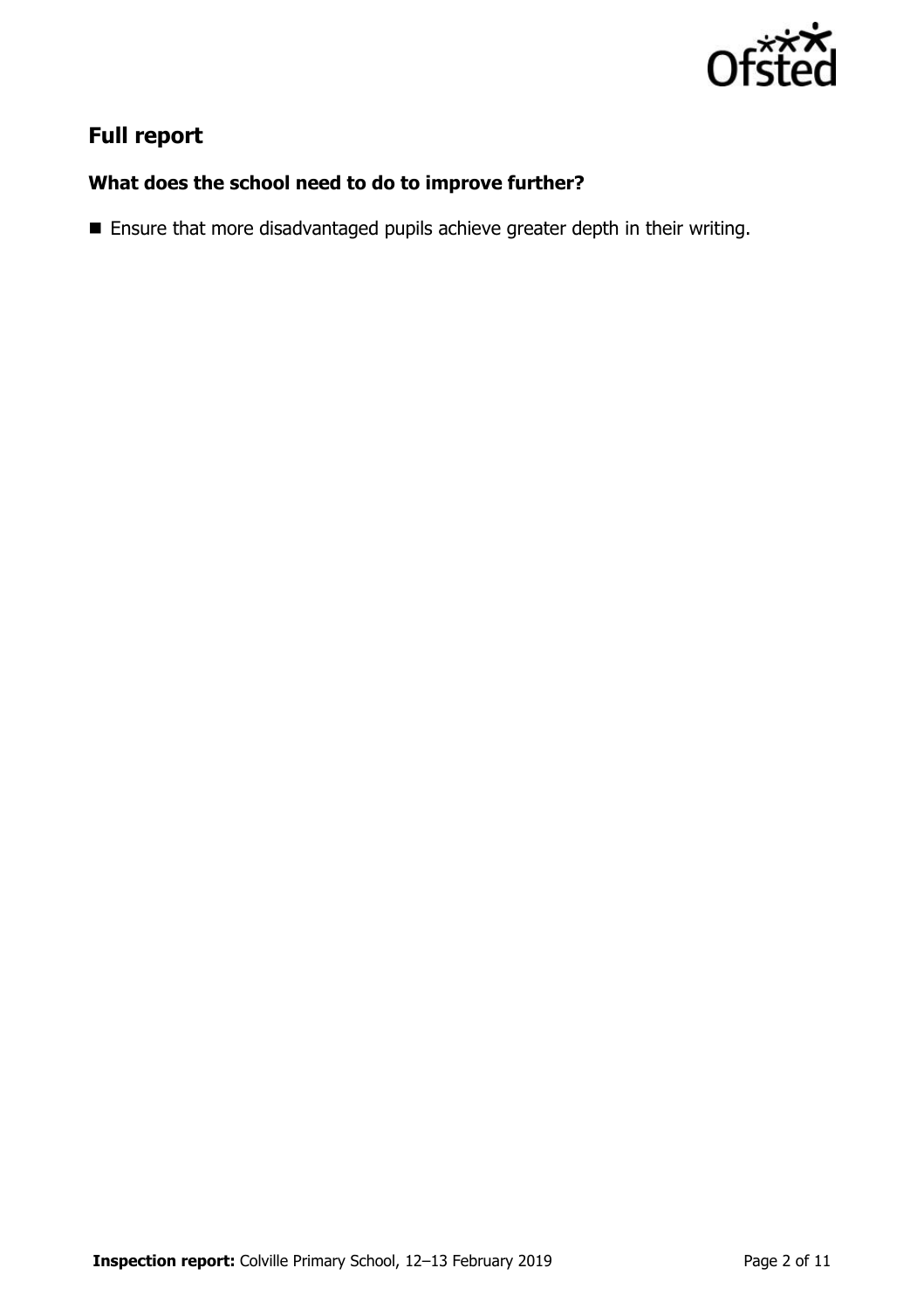## Full report

### What does the school need to do to improve further?

- Ensure that more disadvantaged pupils achieve greater depth in their writing.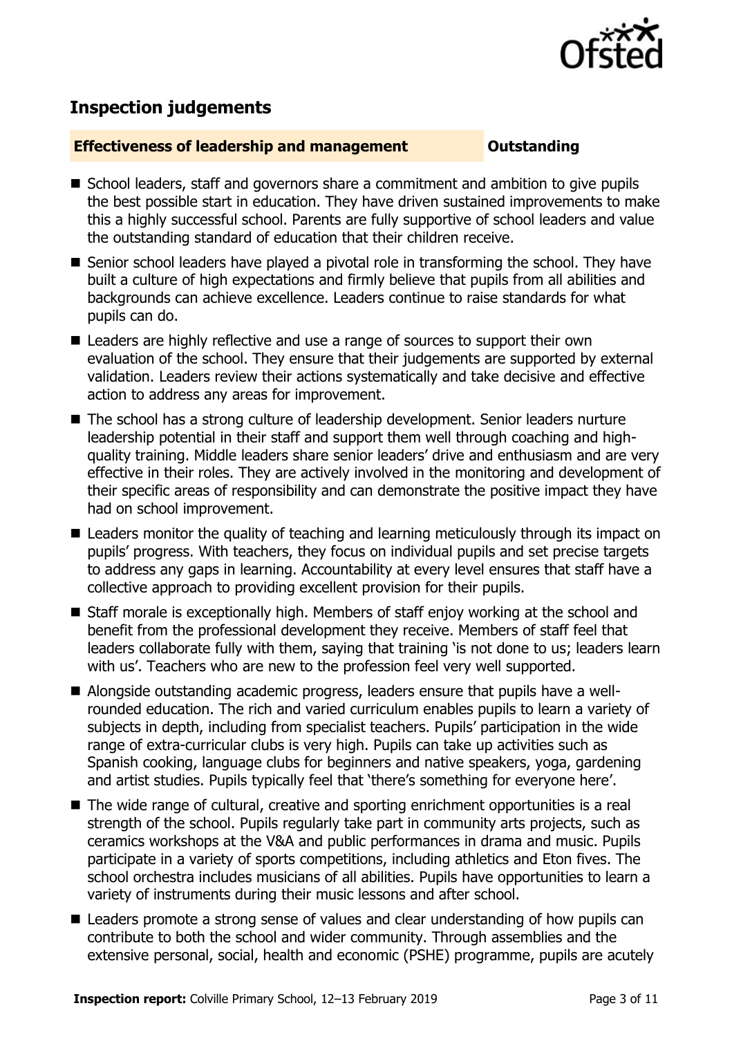## Inspection judgements

**Effectiveness of leadership and management** **Outstanding**

- School leaders, staff and governors share a commitment and ambition to give pupils the best possible start in education. They have driven sustained improvements to make this a highly successful school. Parents are fully supportive of school leaders and value the outstanding standard of education that their children receive.
- Senior school leaders have played a pivotal role in transforming the school. They have built a culture of high expectations and firmly believe that pupils from all abilities and backgrounds can achieve excellence. Leaders continue to raise standards for what pupils can do.
- Leaders are highly reflective and use a range of sources to support their own evaluation of the school. They ensure that their judgements are supported by external validation. Leaders review their actions systematically and take decisive and effective action to address any areas for improvement.
- The school has a strong culture of leadership development. Senior leaders nurture leadership potential in their staff and support them well through coaching and high-quality training. Middle leaders share senior leaders' drive and enthusiasm and are very effective in their roles. They are actively involved in the monitoring and development of their specific areas of responsibility and can demonstrate the positive impact they have had on school improvement.
- Leaders monitor the quality of teaching and learning meticulously through its impact on pupils' progress. With teachers, they focus on individual pupils and set precise targets to address any gaps in learning. Accountability at every level ensures that staff have a collective approach to providing excellent provision for their pupils.
- Staff morale is exceptionally high. Members of staff enjoy working at the school and benefit from the professional development they receive. Members of staff feel that leaders collaborate fully with them, saying that training 'is not done to us; leaders learn with us'. Teachers who are new to the profession feel very well supported.
- Alongside outstanding academic progress, leaders ensure that pupils have a well-rounded education. The rich and varied curriculum enables pupils to learn a variety of subjects in depth, including from specialist teachers. Pupils' participation in the wide range of extra-curricular clubs is very high. Pupils can take up activities such as Spanish cooking, language clubs for beginners and native speakers, yoga, gardening and artist studies. Pupils typically feel that 'there's something for everyone here'.
- The wide range of cultural, creative and sporting enrichment opportunities is a real strength of the school. Pupils regularly take part in community arts projects, such as ceramics workshops at the V&A and public performances in drama and music. Pupils participate in a variety of sports competitions, including athletics and Eton fives. The school orchestra includes musicians of all abilities. Pupils have opportunities to learn a variety of instruments during their music lessons and after school.
- Leaders promote a strong sense of values and clear understanding of how pupils can contribute to both the school and wider community. Through assemblies and the extensive personal, social, health and economic (PSHE) programme, pupils are acutely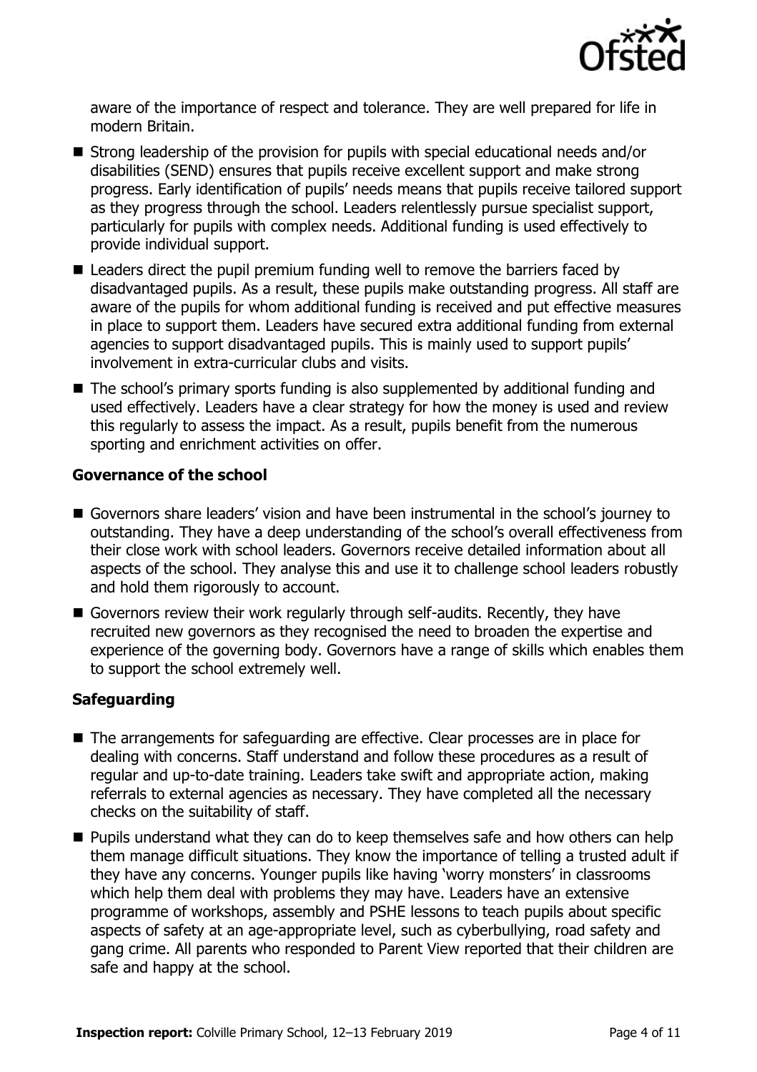aware of the importance of respect and tolerance. They are well prepared for life in modern Britain.

- Strong leadership of the provision for pupils with special educational needs and/or disabilities (SEND) ensures that pupils receive excellent support and make strong progress. Early identification of pupils' needs means that pupils receive tailored support as they progress through the school. Leaders relentlessly pursue specialist support, particularly for pupils with complex needs. Additional funding is used effectively to provide individual support.
- Leaders direct the pupil premium funding well to remove the barriers faced by disadvantaged pupils. As a result, these pupils make outstanding progress. All staff are aware of the pupils for whom additional funding is received and put effective measures in place to support them. Leaders have secured extra additional funding from external agencies to support disadvantaged pupils. This is mainly used to support pupils' involvement in extra-curricular clubs and visits.
- The school's primary sports funding is also supplemented by additional funding and used effectively. Leaders have a clear strategy for how the money is used and review this regularly to assess the impact. As a result, pupils benefit from the numerous sporting and enrichment activities on offer.

### Governance of the school

- Governors share leaders' vision and have been instrumental in the school's journey to outstanding. They have a deep understanding of the school's overall effectiveness from their close work with school leaders. Governors receive detailed information about all aspects of the school. They analyse this and use it to challenge school leaders robustly and hold them rigorously to account.
- Governors review their work regularly through self-audits. Recently, they have recruited new governors as they recognised the need to broaden the expertise and experience of the governing body. Governors have a range of skills which enables them to support the school extremely well.

### Safeguarding

- The arrangements for safeguarding are effective. Clear processes are in place for dealing with concerns. Staff understand and follow these procedures as a result of regular and up-to-date training. Leaders take swift and appropriate action, making referrals to external agencies as necessary. They have completed all the necessary checks on the suitability of staff.
- Pupils understand what they can do to keep themselves safe and how others can help them manage difficult situations. They know the importance of telling a trusted adult if they have any concerns. Younger pupils like having 'worry monsters' in classrooms which help them deal with problems they may have. Leaders have an extensive programme of workshops, assembly and PSHE lessons to teach pupils about specific aspects of safety at an age-appropriate level, such as cyberbullying, road safety and gang crime. All parents who responded to Parent View reported that their children are safe and happy at the school.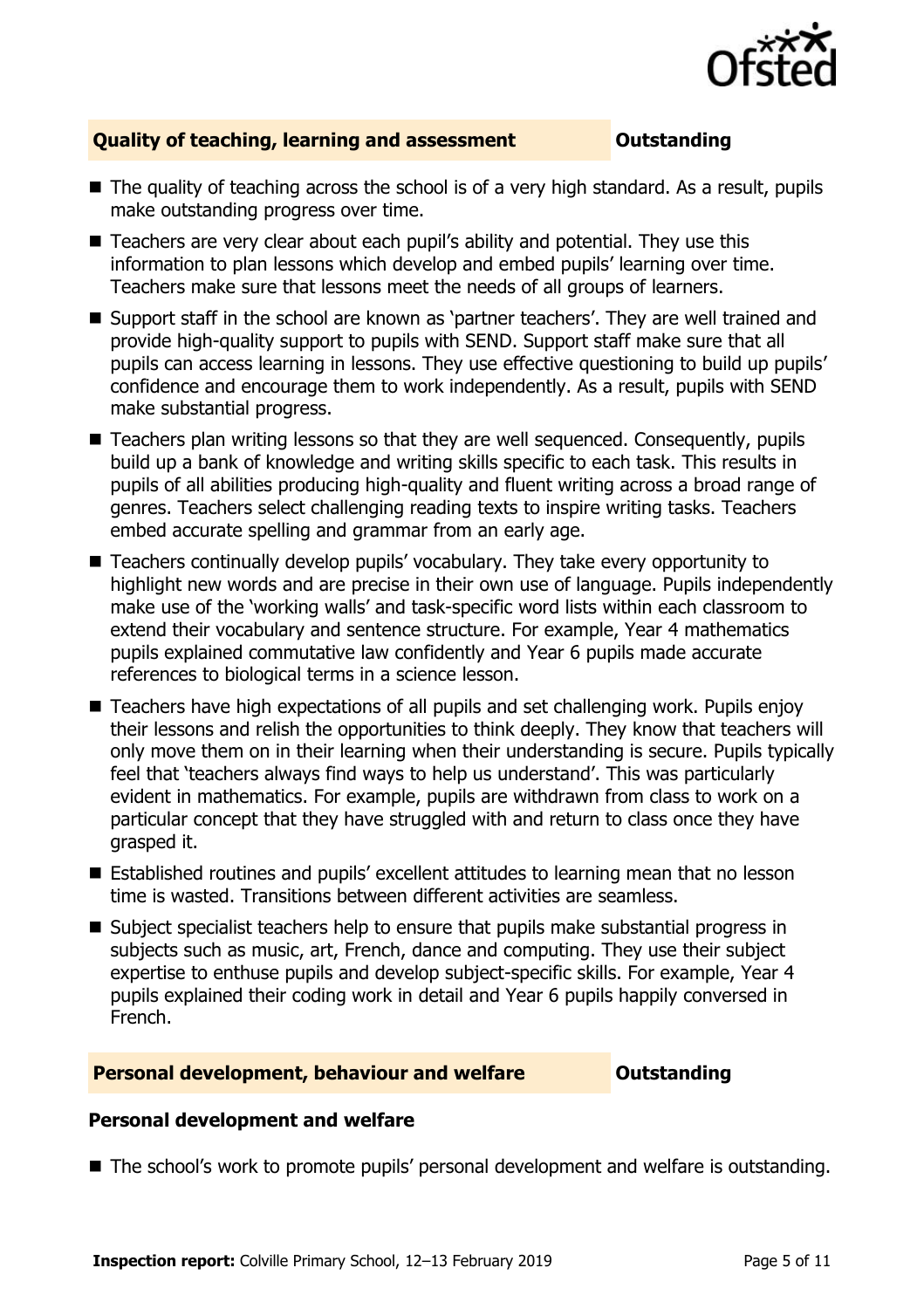## Quality of teaching, learning and assessment — Outstanding

- The quality of teaching across the school is of a very high standard. As a result, pupils make outstanding progress over time.
- Teachers are very clear about each pupil's ability and potential. They use this information to plan lessons which develop and embed pupils' learning over time. Teachers make sure that lessons meet the needs of all groups of learners.
- Support staff in the school are known as 'partner teachers'. They are well trained and provide high-quality support to pupils with SEND. Support staff make sure that all pupils can access learning in lessons. They use effective questioning to build up pupils' confidence and encourage them to work independently. As a result, pupils with SEND make substantial progress.
- Teachers plan writing lessons so that they are well sequenced. Consequently, pupils build up a bank of knowledge and writing skills specific to each task. This results in pupils of all abilities producing high-quality and fluent writing across a broad range of genres. Teachers select challenging reading texts to inspire writing tasks. Teachers embed accurate spelling and grammar from an early age.
- Teachers continually develop pupils' vocabulary. They take every opportunity to highlight new words and are precise in their own use of language. Pupils independently make use of the 'working walls' and task-specific word lists within each classroom to extend their vocabulary and sentence structure. For example, Year 4 mathematics pupils explained commutative law confidently and Year 6 pupils made accurate references to biological terms in a science lesson.
- Teachers have high expectations of all pupils and set challenging work. Pupils enjoy their lessons and relish the opportunities to think deeply. They know that teachers will only move them on in their learning when their understanding is secure. Pupils typically feel that 'teachers always find ways to help us understand'. This was particularly evident in mathematics. For example, pupils are withdrawn from class to work on a particular concept that they have struggled with and return to class once they have grasped it.
- Established routines and pupils' excellent attitudes to learning mean that no lesson time is wasted. Transitions between different activities are seamless.
- Subject specialist teachers help to ensure that pupils make substantial progress in subjects such as music, art, French, dance and computing. They use their subject expertise to enthuse pupils and develop subject-specific skills. For example, Year 4 pupils explained their coding work in detail and Year 6 pupils happily conversed in French.

## Personal development, behaviour and welfare — Outstanding

### Personal development and welfare

- The school's work to promote pupils' personal development and welfare is outstanding.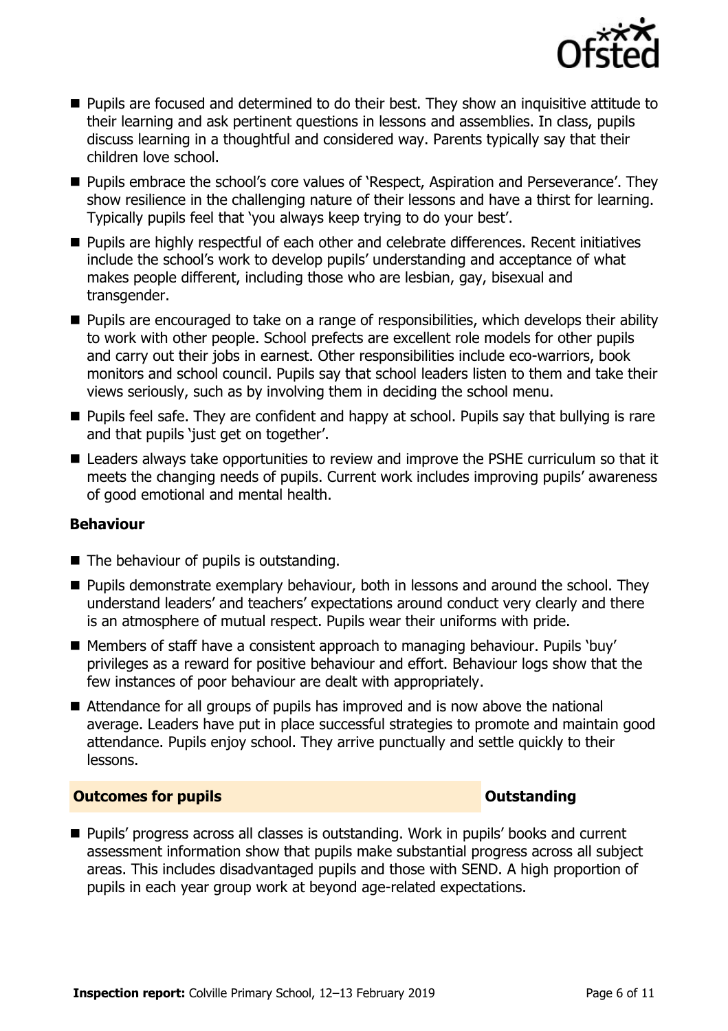- Pupils are focused and determined to do their best. They show an inquisitive attitude to their learning and ask pertinent questions in lessons and assemblies. In class, pupils discuss learning in a thoughtful and considered way. Parents typically say that their children love school.
- Pupils embrace the school's core values of 'Respect, Aspiration and Perseverance'. They show resilience in the challenging nature of their lessons and have a thirst for learning. Typically pupils feel that 'you always keep trying to do your best'.
- Pupils are highly respectful of each other and celebrate differences. Recent initiatives include the school's work to develop pupils' understanding and acceptance of what makes people different, including those who are lesbian, gay, bisexual and transgender.
- Pupils are encouraged to take on a range of responsibilities, which develops their ability to work with other people. School prefects are excellent role models for other pupils and carry out their jobs in earnest. Other responsibilities include eco-warriors, book monitors and school council. Pupils say that school leaders listen to them and take their views seriously, such as by involving them in deciding the school menu.
- Pupils feel safe. They are confident and happy at school. Pupils say that bullying is rare and that pupils 'just get on together'.
- Leaders always take opportunities to review and improve the PSHE curriculum so that it meets the changing needs of pupils. Current work includes improving pupils' awareness of good emotional and mental health.

### Behaviour

- The behaviour of pupils is outstanding.
- Pupils demonstrate exemplary behaviour, both in lessons and around the school. They understand leaders' and teachers' expectations around conduct very clearly and there is an atmosphere of mutual respect. Pupils wear their uniforms with pride.
- Members of staff have a consistent approach to managing behaviour. Pupils 'buy' privileges as a reward for positive behaviour and effort. Behaviour logs show that the few instances of poor behaviour are dealt with appropriately.
- Attendance for all groups of pupils has improved and is now above the national average. Leaders have put in place successful strategies to promote and maintain good attendance. Pupils enjoy school. They arrive punctually and settle quickly to their lessons.

## Outcomes for pupils — Outstanding

- Pupils' progress across all classes is outstanding. Work in pupils' books and current assessment information show that pupils make substantial progress across all subject areas. This includes disadvantaged pupils and those with SEND. A high proportion of pupils in each year group work at beyond age-related expectations.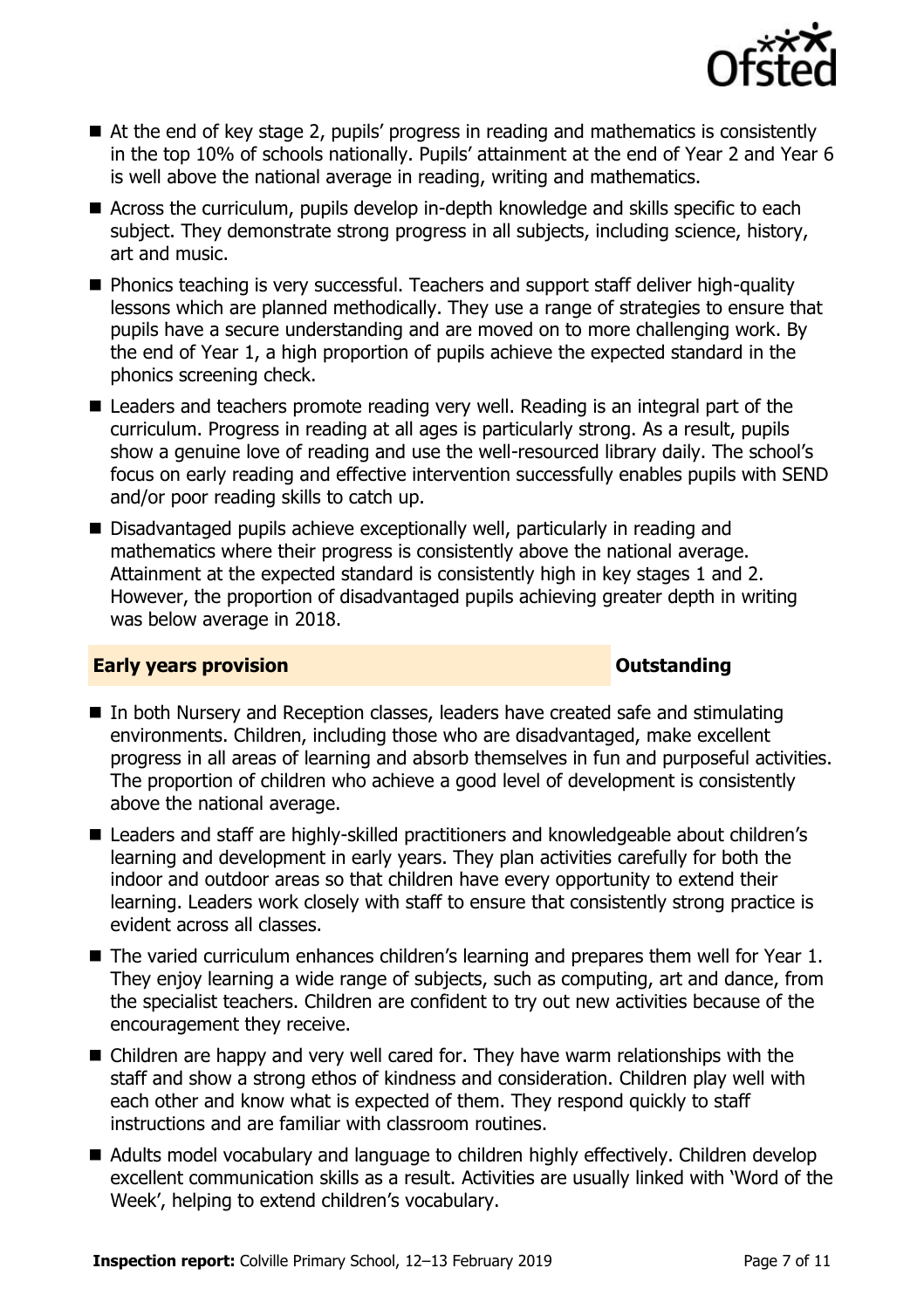- At the end of key stage 2, pupils' progress in reading and mathematics is consistently in the top 10% of schools nationally. Pupils' attainment at the end of Year 2 and Year 6 is well above the national average in reading, writing and mathematics.
- Across the curriculum, pupils develop in-depth knowledge and skills specific to each subject. They demonstrate strong progress in all subjects, including science, history, art and music.
- Phonics teaching is very successful. Teachers and support staff deliver high-quality lessons which are planned methodically. They use a range of strategies to ensure that pupils have a secure understanding and are moved on to more challenging work. By the end of Year 1, a high proportion of pupils achieve the expected standard in the phonics screening check.
- Leaders and teachers promote reading very well. Reading is an integral part of the curriculum. Progress in reading at all ages is particularly strong. As a result, pupils show a genuine love of reading and use the well-resourced library daily. The school's focus on early reading and effective intervention successfully enables pupils with SEND and/or poor reading skills to catch up.
- Disadvantaged pupils achieve exceptionally well, particularly in reading and mathematics where their progress is consistently above the national average. Attainment at the expected standard is consistently high in key stages 1 and 2. However, the proportion of disadvantaged pupils achieving greater depth in writing was below average in 2018.

## Early years provision — Outstanding

- In both Nursery and Reception classes, leaders have created safe and stimulating environments. Children, including those who are disadvantaged, make excellent progress in all areas of learning and absorb themselves in fun and purposeful activities. The proportion of children who achieve a good level of development is consistently above the national average.
- Leaders and staff are highly-skilled practitioners and knowledgeable about children's learning and development in early years. They plan activities carefully for both the indoor and outdoor areas so that children have every opportunity to extend their learning. Leaders work closely with staff to ensure that consistently strong practice is evident across all classes.
- The varied curriculum enhances children's learning and prepares them well for Year 1. They enjoy learning a wide range of subjects, such as computing, art and dance, from the specialist teachers. Children are confident to try out new activities because of the encouragement they receive.
- Children are happy and very well cared for. They have warm relationships with the staff and show a strong ethos of kindness and consideration. Children play well with each other and know what is expected of them. They respond quickly to staff instructions and are familiar with classroom routines.
- Adults model vocabulary and language to children highly effectively. Children develop excellent communication skills as a result. Activities are usually linked with 'Word of the Week', helping to extend children's vocabulary.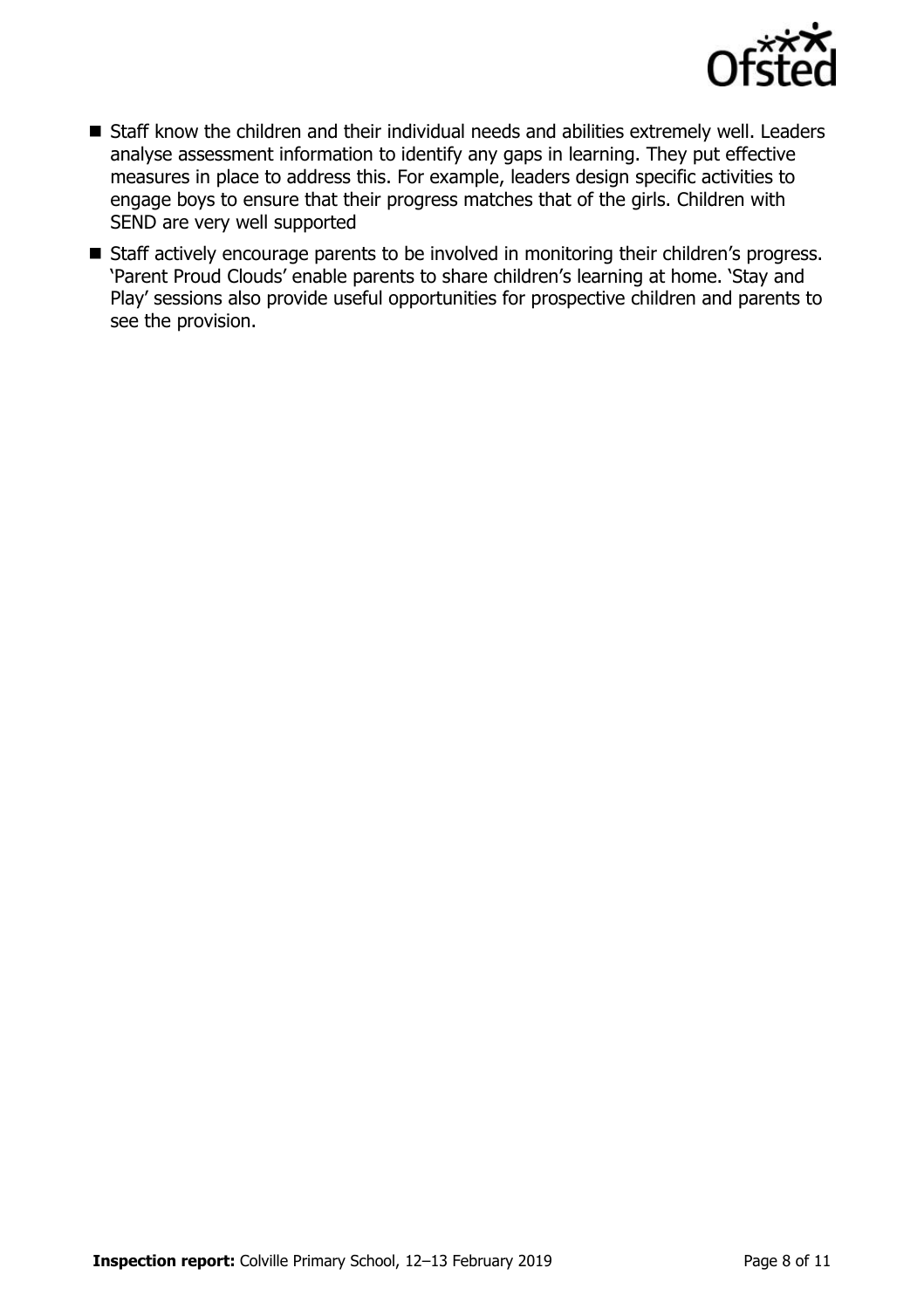- Staff know the children and their individual needs and abilities extremely well. Leaders analyse assessment information to identify any gaps in learning. They put effective measures in place to address this. For example, leaders design specific activities to engage boys to ensure that their progress matches that of the girls. Children with SEND are very well supported
- Staff actively encourage parents to be involved in monitoring their children's progress. 'Parent Proud Clouds' enable parents to share children's learning at home. 'Stay and Play' sessions also provide useful opportunities for prospective children and parents to see the provision.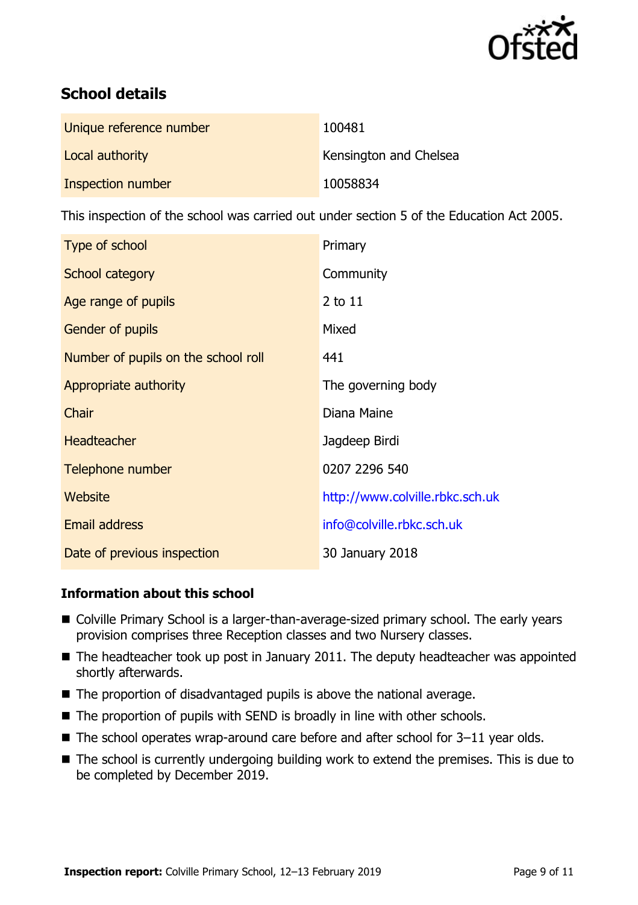## School details

| | |
|---|---|
| Unique reference number | 100481 |
| Local authority | Kensington and Chelsea |
| Inspection number | 10058834 |

This inspection of the school was carried out under section 5 of the Education Act 2005.

| | |
|---|---|
| Type of school | Primary |
| School category | Community |
| Age range of pupils | 2 to 11 |
| Gender of pupils | Mixed |
| Number of pupils on the school roll | 441 |
| Appropriate authority | The governing body |
| Chair | Diana Maine |
| Headteacher | Jagdeep Birdi |
| Telephone number | 0207 2296 540 |
| Website | http://www.colville.rbkc.sch.uk |
| Email address | info@colville.rbkc.sch.uk |
| Date of previous inspection | 30 January 2018 |

### Information about this school

- Colville Primary School is a larger-than-average-sized primary school. The early years provision comprises three Reception classes and two Nursery classes.
- The headteacher took up post in January 2011. The deputy headteacher was appointed shortly afterwards.
- The proportion of disadvantaged pupils is above the national average.
- The proportion of pupils with SEND is broadly in line with other schools.
- The school operates wrap-around care before and after school for 3–11 year olds.
- The school is currently undergoing building work to extend the premises. This is due to be completed by December 2019.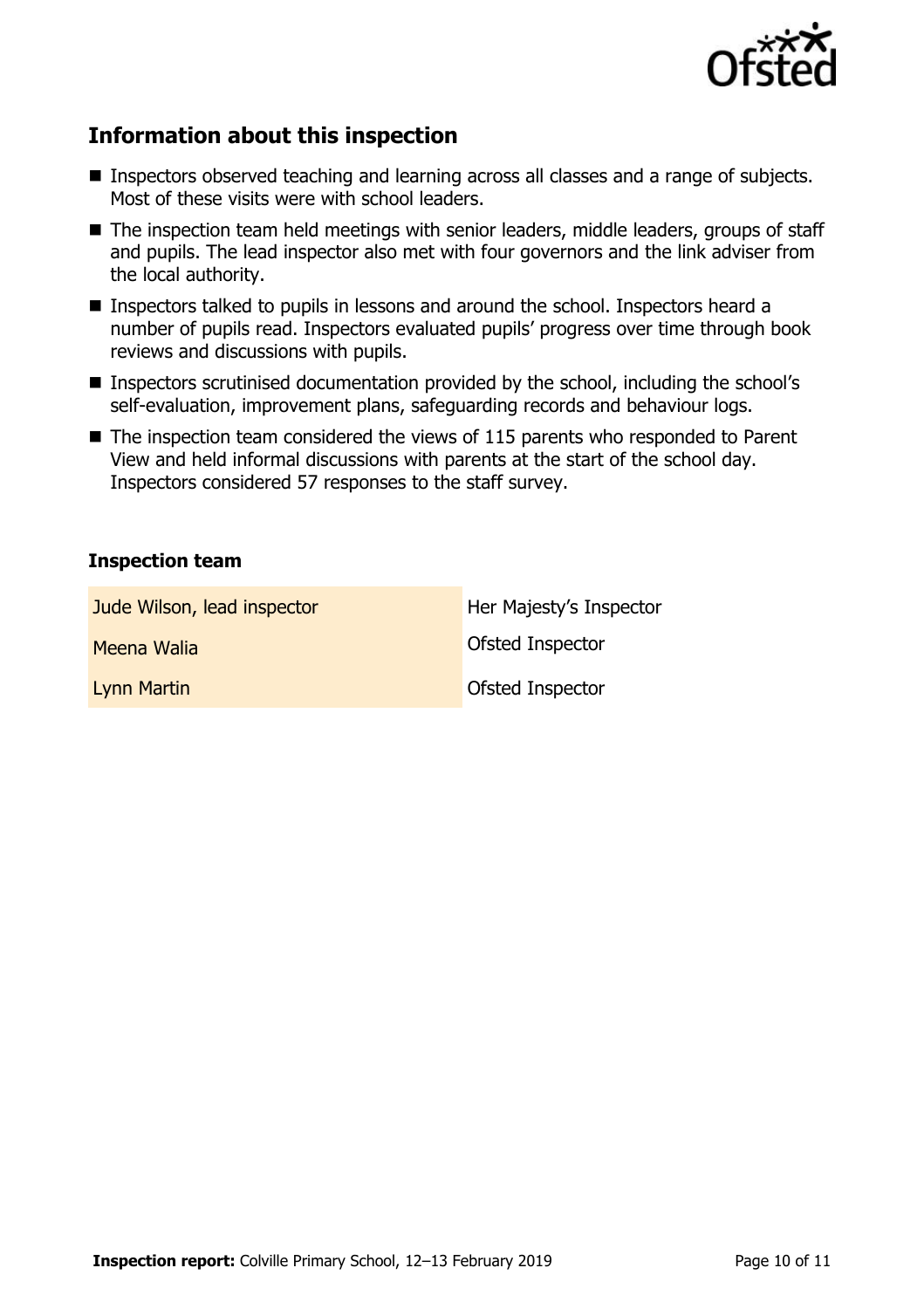## Information about this inspection

- Inspectors observed teaching and learning across all classes and a range of subjects. Most of these visits were with school leaders.
- The inspection team held meetings with senior leaders, middle leaders, groups of staff and pupils. The lead inspector also met with four governors and the link adviser from the local authority.
- Inspectors talked to pupils in lessons and around the school. Inspectors heard a number of pupils read. Inspectors evaluated pupils' progress over time through book reviews and discussions with pupils.
- Inspectors scrutinised documentation provided by the school, including the school's self-evaluation, improvement plans, safeguarding records and behaviour logs.
- The inspection team considered the views of 115 parents who responded to Parent View and held informal discussions with parents at the start of the school day. Inspectors considered 57 responses to the staff survey.

### Inspection team

| | |
|---|---|
| Jude Wilson, lead inspector | Her Majesty's Inspector |
| Meena Walia | Ofsted Inspector |
| Lynn Martin | Ofsted Inspector |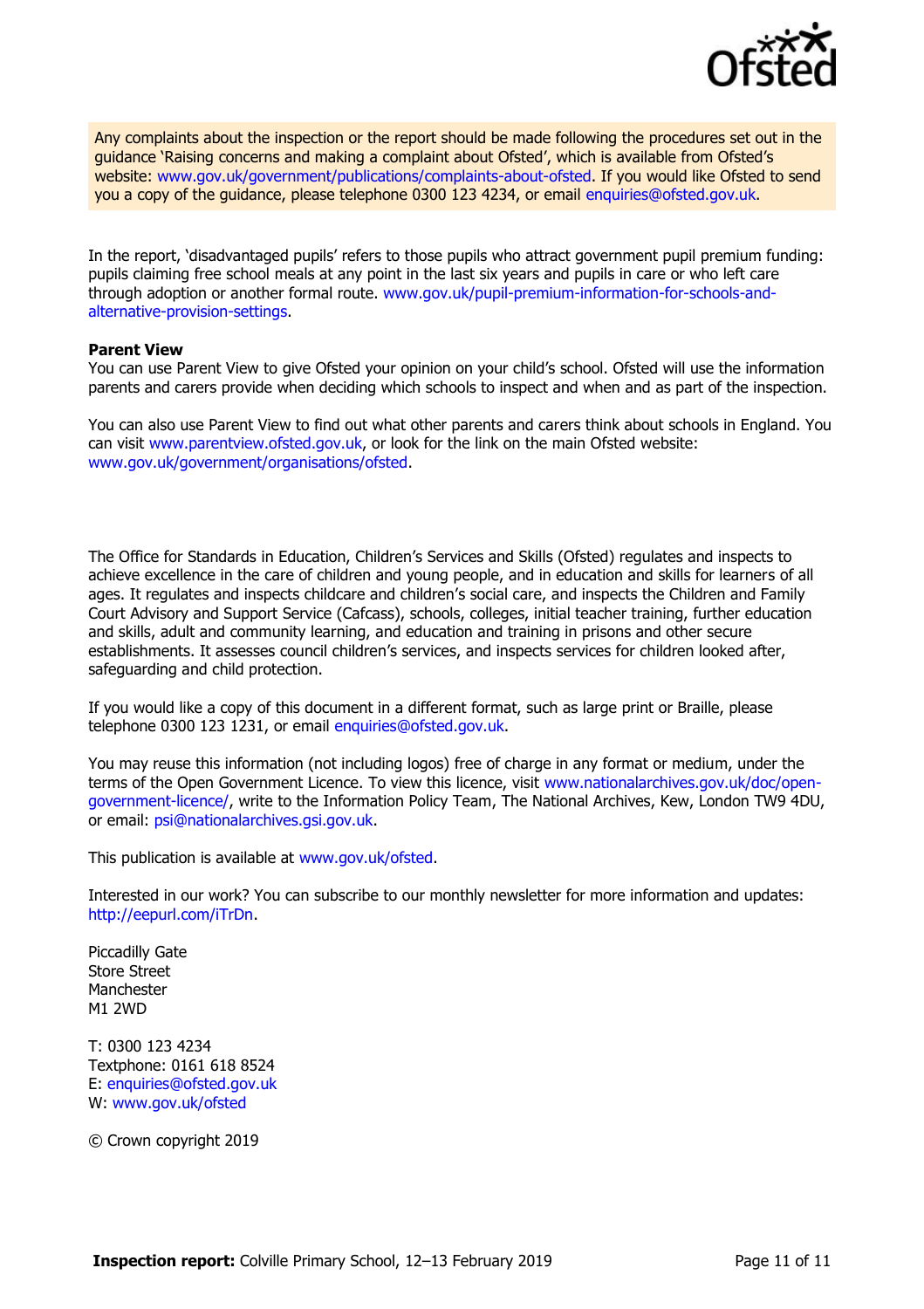Any complaints about the inspection or the report should be made following the procedures set out in the guidance 'Raising concerns and making a complaint about Ofsted', which is available from Ofsted's website: www.gov.uk/government/publications/complaints-about-ofsted. If you would like Ofsted to send you a copy of the guidance, please telephone 0300 123 4234, or email enquiries@ofsted.gov.uk.

In the report, 'disadvantaged pupils' refers to those pupils who attract government pupil premium funding: pupils claiming free school meals at any point in the last six years and pupils in care or who left care through adoption or another formal route. www.gov.uk/pupil-premium-information-for-schools-and-alternative-provision-settings.

**Parent View**

You can use Parent View to give Ofsted your opinion on your child's school. Ofsted will use the information parents and carers provide when deciding which schools to inspect and when and as part of the inspection.

You can also use Parent View to find out what other parents and carers think about schools in England. You can visit www.parentview.ofsted.gov.uk, or look for the link on the main Ofsted website: www.gov.uk/government/organisations/ofsted.

The Office for Standards in Education, Children's Services and Skills (Ofsted) regulates and inspects to achieve excellence in the care of children and young people, and in education and skills for learners of all ages. It regulates and inspects childcare and children's social care, and inspects the Children and Family Court Advisory and Support Service (Cafcass), schools, colleges, initial teacher training, further education and skills, adult and community learning, and education and training in prisons and other secure establishments. It assesses council children's services, and inspects services for children looked after, safeguarding and child protection.

If you would like a copy of this document in a different format, such as large print or Braille, please telephone 0300 123 1231, or email enquiries@ofsted.gov.uk.

You may reuse this information (not including logos) free of charge in any format or medium, under the terms of the Open Government Licence. To view this licence, visit www.nationalarchives.gov.uk/doc/open-government-licence/, write to the Information Policy Team, The National Archives, Kew, London TW9 4DU, or email: psi@nationalarchives.gsi.gov.uk.

This publication is available at www.gov.uk/ofsted.

Interested in our work? You can subscribe to our monthly newsletter for more information and updates: http://eepurl.com/iTrDn.

Piccadilly Gate
Store Street
Manchester
M1 2WD

T: 0300 123 4234
Textphone: 0161 618 8524
E: enquiries@ofsted.gov.uk
W: www.gov.uk/ofsted

© Crown copyright 2019